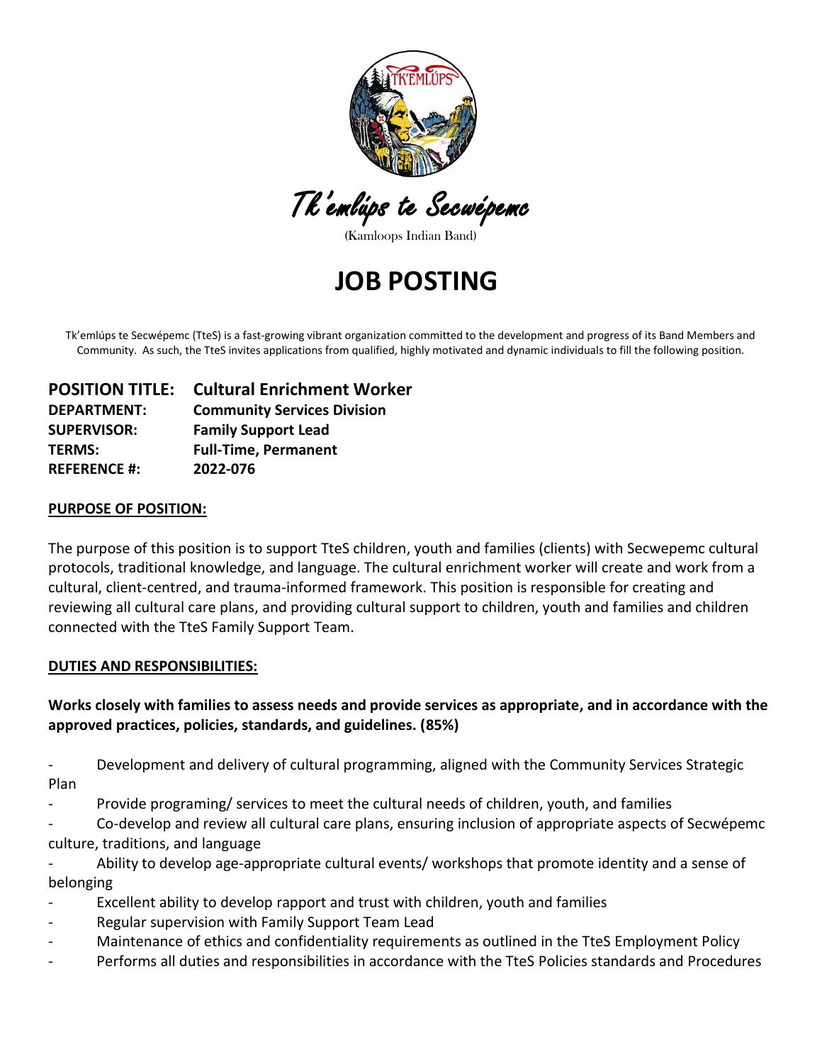Tk'emlúps te Secwépemc

(Kamloops Indian Band)

# JOB POSTING

Tk'emlúps te Secwépemc (TteS) is a fast-growing vibrant organization committed to the development and progress of its Band Members and Community. As such, the TteS invites applications from qualified, highly motivated and dynamic individuals to fill the following position.

**POSITION TITLE:** **Cultural Enrichment Worker**
**DEPARTMENT:** **Community Services Division**
**SUPERVISOR:** **Family Support Lead**
**TERMS:** **Full-Time, Permanent**
**REFERENCE #:** **2022-076**

## PURPOSE OF POSITION:

The purpose of this position is to support TteS children, youth and families (clients) with Secwepemc cultural protocols, traditional knowledge, and language. The cultural enrichment worker will create and work from a cultural, client-centred, and trauma-informed framework. This position is responsible for creating and reviewing all cultural care plans, and providing cultural support to children, youth and families and children connected with the TteS Family Support Team.

## DUTIES AND RESPONSIBILITIES:

**Works closely with families to assess needs and provide services as appropriate, and in accordance with the approved practices, policies, standards, and guidelines. (85%)**

- Development and delivery of cultural programming, aligned with the Community Services Strategic Plan
- Provide programing/ services to meet the cultural needs of children, youth, and families
- Co-develop and review all cultural care plans, ensuring inclusion of appropriate aspects of Secwépemc culture, traditions, and language
- Ability to develop age-appropriate cultural events/ workshops that promote identity and a sense of belonging
- Excellent ability to develop rapport and trust with children, youth and families
- Regular supervision with Family Support Team Lead
- Maintenance of ethics and confidentiality requirements as outlined in the TteS Employment Policy
- Performs all duties and responsibilities in accordance with the TteS Policies standards and Procedures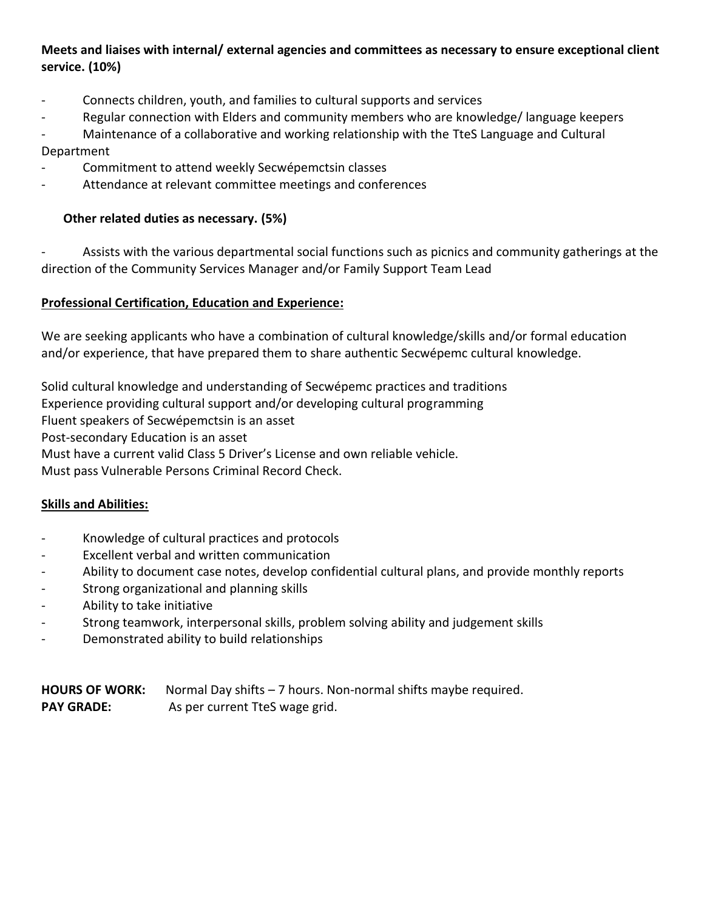**Meets and liaises with internal/ external agencies and committees as necessary to ensure exceptional client service. (10%)**

- Connects children, youth, and families to cultural supports and services
- Regular connection with Elders and community members who are knowledge/ language keepers
- Maintenance of a collaborative and working relationship with the TteS Language and Cultural Department
- Commitment to attend weekly Secwépemctsin classes
- Attendance at relevant committee meetings and conferences

**Other related duties as necessary. (5%)**

- Assists with the various departmental social functions such as picnics and community gatherings at the direction of the Community Services Manager and/or Family Support Team Lead

**Professional Certification, Education and Experience:**

We are seeking applicants who have a combination of cultural knowledge/skills and/or formal education and/or experience, that have prepared them to share authentic Secwépemc cultural knowledge.

Solid cultural knowledge and understanding of Secwépemc practices and traditions
Experience providing cultural support and/or developing cultural programming
Fluent speakers of Secwépemctsin is an asset
Post-secondary Education is an asset
Must have a current valid Class 5 Driver's License and own reliable vehicle.
Must pass Vulnerable Persons Criminal Record Check.

**Skills and Abilities:**

- Knowledge of cultural practices and protocols
- Excellent verbal and written communication
- Ability to document case notes, develop confidential cultural plans, and provide monthly reports
- Strong organizational and planning skills
- Ability to take initiative
- Strong teamwork, interpersonal skills, problem solving ability and judgement skills
- Demonstrated ability to build relationships

**HOURS OF WORK:** Normal Day shifts – 7 hours. Non-normal shifts maybe required.
**PAY GRADE:** As per current TteS wage grid.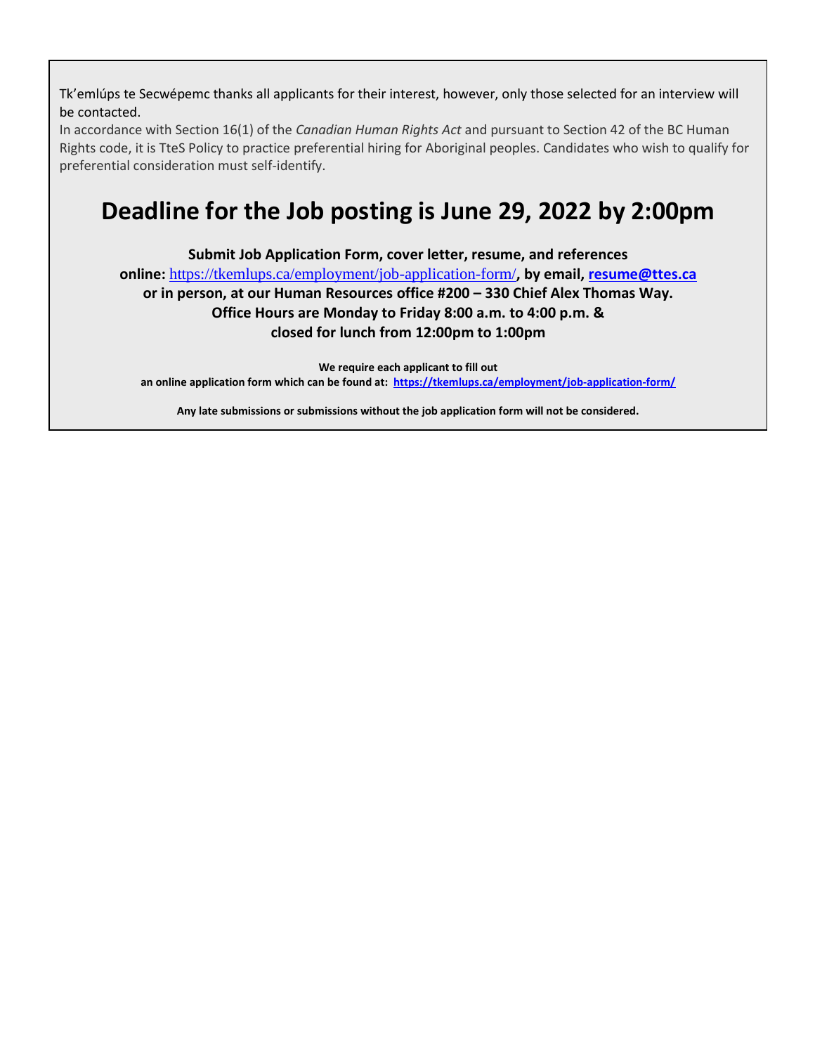Tk'emlúps te Secwépemc thanks all applicants for their interest, however, only those selected for an interview will be contacted.

In accordance with Section 16(1) of the *Canadian Human Rights Act* and pursuant to Section 42 of the BC Human Rights code, it is TteS Policy to practice preferential hiring for Aboriginal peoples. Candidates who wish to qualify for preferential consideration must self-identify.

# Deadline for the Job posting is June 29, 2022 by 2:00pm

**Submit Job Application Form, cover letter, resume, and references online:** https://tkemlups.ca/employment/job-application-form/**, by email,** **resume@ttes.ca**
**or in person, at our Human Resources office #200 – 330 Chief Alex Thomas Way.**
**Office Hours are Monday to Friday 8:00 a.m. to 4:00 p.m. &**
**closed for lunch from 12:00pm to 1:00pm**

**We require each applicant to fill out**
**an online application form which can be found at: https://tkemlups.ca/employment/job-application-form/**

**Any late submissions or submissions without the job application form will not be considered.**